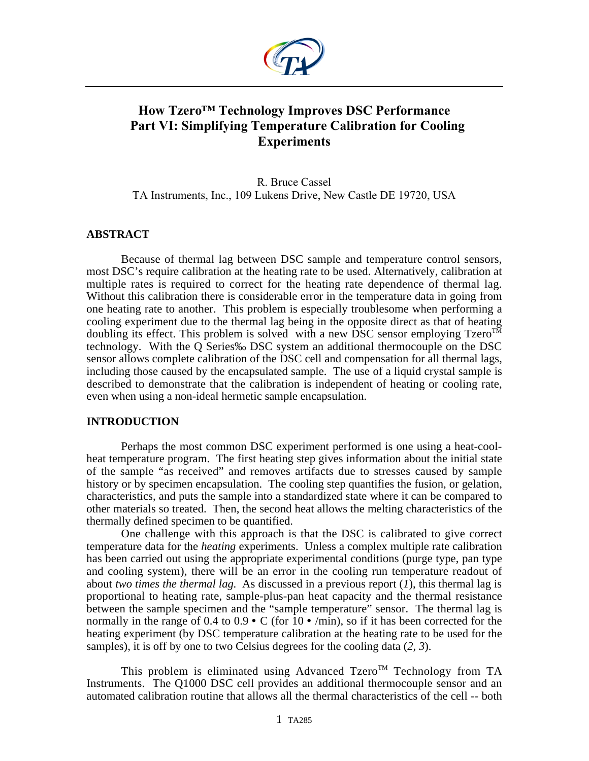# How Tzero™ Technology Improves DSC Performance Part VI: Simplifying Temperature Calibration for Cooling Experiments

R. Bruce Cassel
TA Instruments, Inc., 109 Lukens Drive, New Castle DE 19720, USA

## ABSTRACT

Because of thermal lag between DSC sample and temperature control sensors, most DSC's require calibration at the heating rate to be used. Alternatively, calibration at multiple rates is required to correct for the heating rate dependence of thermal lag. Without this calibration there is considerable error in the temperature data in going from one heating rate to another. This problem is especially troublesome when performing a cooling experiment due to the thermal lag being in the opposite direct as that of heating doubling its effect. This problem is solved with a new DSC sensor employing Tzero™ technology. With the Q Series‰ DSC system an additional thermocouple on the DSC sensor allows complete calibration of the DSC cell and compensation for all thermal lags, including those caused by the encapsulated sample. The use of a liquid crystal sample is described to demonstrate that the calibration is independent of heating or cooling rate, even when using a non-ideal hermetic sample encapsulation.

## INTRODUCTION

Perhaps the most common DSC experiment performed is one using a heat-cool-heat temperature program. The first heating step gives information about the initial state of the sample "as received" and removes artifacts due to stresses caused by sample history or by specimen encapsulation. The cooling step quantifies the fusion, or gelation, characteristics, and puts the sample into a standardized state where it can be compared to other materials so treated. Then, the second heat allows the melting characteristics of the thermally defined specimen to be quantified.

One challenge with this approach is that the DSC is calibrated to give correct temperature data for the *heating* experiments. Unless a complex multiple rate calibration has been carried out using the appropriate experimental conditions (purge type, pan type and cooling system), there will be an error in the cooling run temperature readout of about *two times the thermal lag.* As discussed in a previous report (*1*), this thermal lag is proportional to heating rate, sample-plus-pan heat capacity and the thermal resistance between the sample specimen and the "sample temperature" sensor. The thermal lag is normally in the range of 0.4 to 0.9 • C (for 10 • /min), so if it has been corrected for the heating experiment (by DSC temperature calibration at the heating rate to be used for the samples), it is off by one to two Celsius degrees for the cooling data (*2, 3*).

This problem is eliminated using Advanced Tzero™ Technology from TA Instruments. The Q1000 DSC cell provides an additional thermocouple sensor and an automated calibration routine that allows all the thermal characteristics of the cell -- both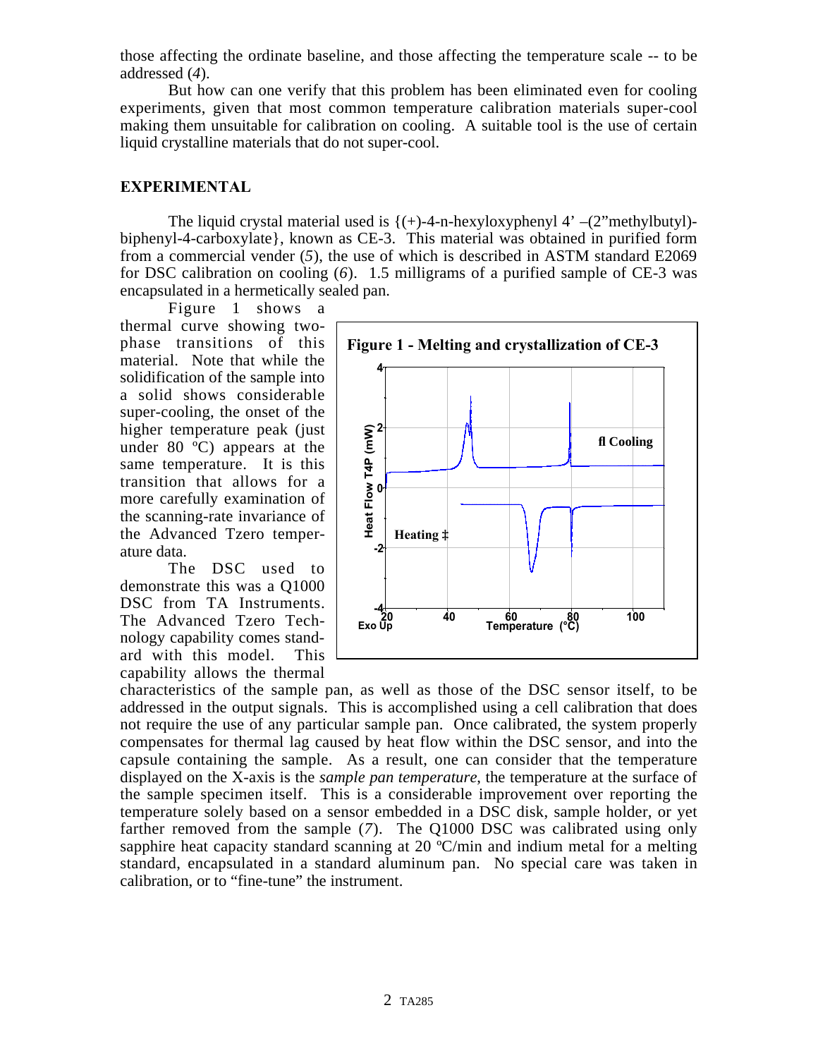those affecting the ordinate baseline, and those affecting the temperature scale -- to be addressed (*4*).

But how can one verify that this problem has been eliminated even for cooling experiments, given that most common temperature calibration materials super-cool making them unsuitable for calibration on cooling. A suitable tool is the use of certain liquid crystalline materials that do not super-cool.

## EXPERIMENTAL

The liquid crystal material used is {(+)-4-n-hexyloxyphenyl 4' –(2"methylbutyl)-biphenyl-4-carboxylate}, known as CE-3. This material was obtained in purified form from a commercial vender (*5*), the use of which is described in ASTM standard E2069 for DSC calibration on cooling (*6*). 1.5 milligrams of a purified sample of CE-3 was encapsulated in a hermetically sealed pan.

Figure 1 shows a thermal curve showing two-phase transitions of this material. Note that while the solidification of the sample into a solid shows considerable super-cooling, the onset of the higher temperature peak (just under 80 ºC) appears at the same temperature. It is this transition that allows for a more carefully examination of the scanning-rate invariance of the Advanced Tzero temperature data.

**Figure 1 - Melting and crystallization of CE-3**

The DSC used to demonstrate this was a Q1000 DSC from TA Instruments. The Advanced Tzero Technology capability comes standard with this model. This capability allows the thermal characteristics of the sample pan, as well as those of the DSC sensor itself, to be addressed in the output signals. This is accomplished using a cell calibration that does not require the use of any particular sample pan. Once calibrated, the system properly compensates for thermal lag caused by heat flow within the DSC sensor, and into the capsule containing the sample. As a result, one can consider that the temperature displayed on the X-axis is the *sample pan temperature*, the temperature at the surface of the sample specimen itself. This is a considerable improvement over reporting the temperature solely based on a sensor embedded in a DSC disk, sample holder, or yet farther removed from the sample (*7*). The Q1000 DSC was calibrated using only sapphire heat capacity standard scanning at 20 ºC/min and indium metal for a melting standard, encapsulated in a standard aluminum pan. No special care was taken in calibration, or to "fine-tune" the instrument.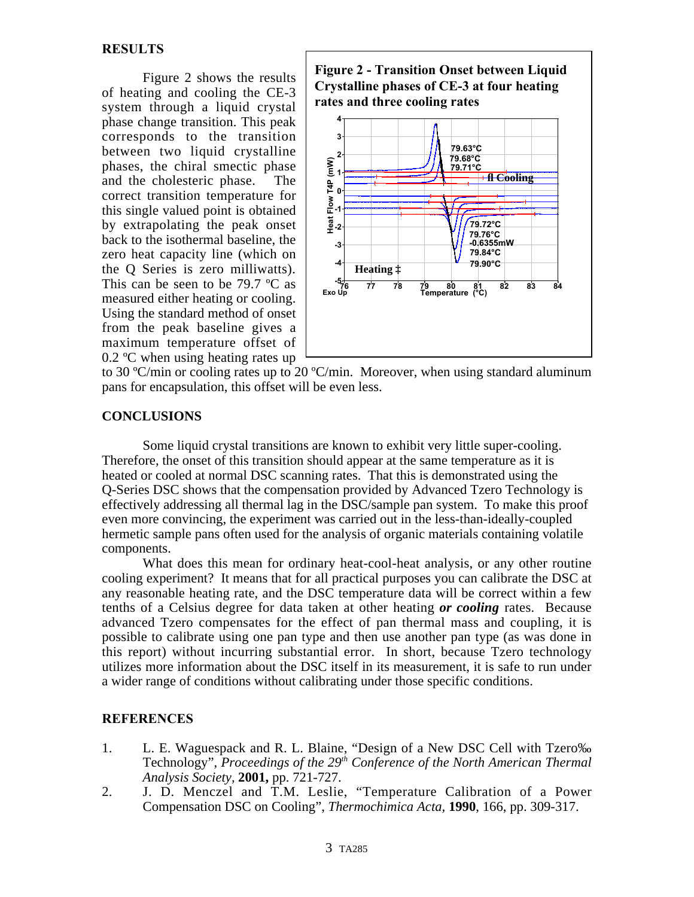## RESULTS

Figure 2 shows the results of heating and cooling the CE-3 system through a liquid crystal phase change transition. This peak corresponds to the transition between two liquid crystalline phases, the chiral smectic phase and the cholesteric phase. The correct transition temperature for this single valued point is obtained by extrapolating the peak onset back to the isothermal baseline, the zero heat capacity line (which on the Q Series is zero milliwatts). This can be seen to be 79.7 ºC as measured either heating or cooling. Using the standard method of onset from the peak baseline gives a maximum temperature offset of 0.2 ºC when using heating rates up to 30 ºC/min or cooling rates up to 20 ºC/min. Moreover, when using standard aluminum pans for encapsulation, this offset will be even less.

**Figure 2 - Transition Onset between Liquid Crystalline phases of CE-3 at four heating rates and three cooling rates**

## CONCLUSIONS

Some liquid crystal transitions are known to exhibit very little super-cooling. Therefore, the onset of this transition should appear at the same temperature as it is heated or cooled at normal DSC scanning rates. That this is demonstrated using the Q-Series DSC shows that the compensation provided by Advanced Tzero Technology is effectively addressing all thermal lag in the DSC/sample pan system. To make this proof even more convincing, the experiment was carried out in the less-than-ideally-coupled hermetic sample pans often used for the analysis of organic materials containing volatile components.

What does this mean for ordinary heat-cool-heat analysis, or any other routine cooling experiment? It means that for all practical purposes you can calibrate the DSC at any reasonable heating rate, and the DSC temperature data will be correct within a few tenths of a Celsius degree for data taken at other heating ***or cooling*** rates. Because advanced Tzero compensates for the effect of pan thermal mass and coupling, it is possible to calibrate using one pan type and then use another pan type (as was done in this report) without incurring substantial error. In short, because Tzero technology utilizes more information about the DSC itself in its measurement, it is safe to run under a wider range of conditions without calibrating under those specific conditions.

## REFERENCES

1. L. E. Waguespack and R. L. Blaine, "Design of a New DSC Cell with Tzero‰ Technology", *Proceedings of the 29th Conference of the North American Thermal Analysis Society*, **2001,** pp. 721-727.
2. J. D. Menczel and T.M. Leslie, "Temperature Calibration of a Power Compensation DSC on Cooling", *Thermochimica Acta,* **1990**, 166, pp. 309-317.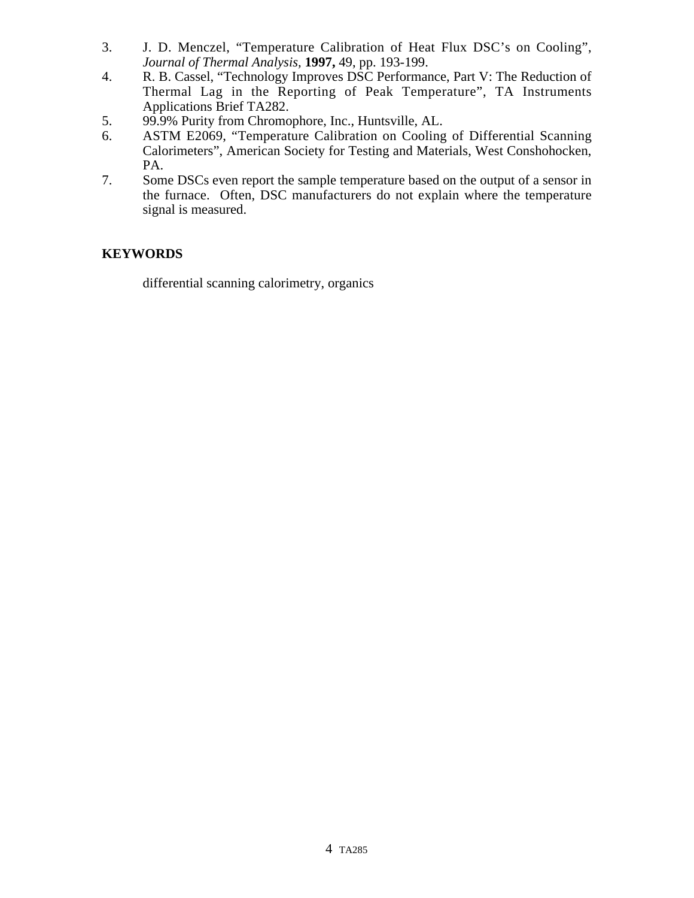3. J. D. Menczel, "Temperature Calibration of Heat Flux DSC's on Cooling", *Journal of Thermal Analysis,* **1997,** 49, pp. 193-199.
4. R. B. Cassel, "Technology Improves DSC Performance, Part V: The Reduction of Thermal Lag in the Reporting of Peak Temperature", TA Instruments Applications Brief TA282.
5. 99.9% Purity from Chromophore, Inc., Huntsville, AL.
6. ASTM E2069, "Temperature Calibration on Cooling of Differential Scanning Calorimeters", American Society for Testing and Materials, West Conshohocken, PA.
7. Some DSCs even report the sample temperature based on the output of a sensor in the furnace. Often, DSC manufacturers do not explain where the temperature signal is measured.

## KEYWORDS

differential scanning calorimetry, organics